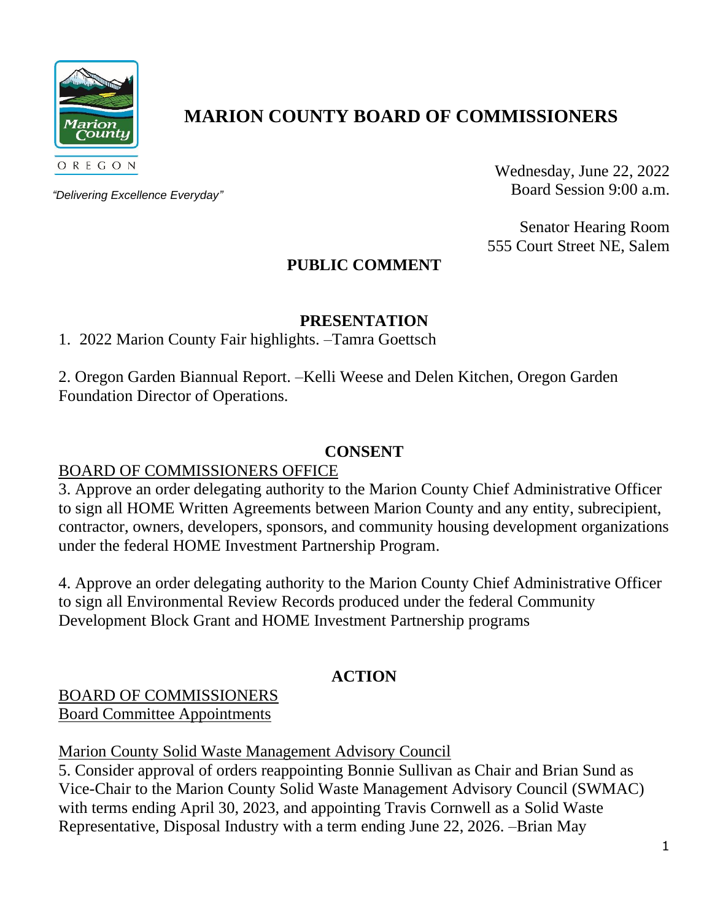# MARION COUNTY BOARD OF COMMISSIONERS

Marion County

OREGON

*"Delivering Excellence Everyday"*

Wednesday, June 22, 2022
Board Session 9:00 a.m.

Senator Hearing Room
555 Court Street NE, Salem

## PUBLIC COMMENT

## PRESENTATION

1. 2022 Marion County Fair highlights. –Tamra Goettsch

2. Oregon Garden Biannual Report. –Kelli Weese and Delen Kitchen, Oregon Garden Foundation Director of Operations.

## CONSENT

BOARD OF COMMISSIONERS OFFICE

3. Approve an order delegating authority to the Marion County Chief Administrative Officer to sign all HOME Written Agreements between Marion County and any entity, subrecipient, contractor, owners, developers, sponsors, and community housing development organizations under the federal HOME Investment Partnership Program.

4. Approve an order delegating authority to the Marion County Chief Administrative Officer to sign all Environmental Review Records produced under the federal Community Development Block Grant and HOME Investment Partnership programs

## ACTION

BOARD OF COMMISSIONERS
Board Committee Appointments

Marion County Solid Waste Management Advisory Council

5. Consider approval of orders reappointing Bonnie Sullivan as Chair and Brian Sund as Vice-Chair to the Marion County Solid Waste Management Advisory Council (SWMAC) with terms ending April 30, 2023, and appointing Travis Cornwell as a Solid Waste Representative, Disposal Industry with a term ending June 22, 2026. –Brian May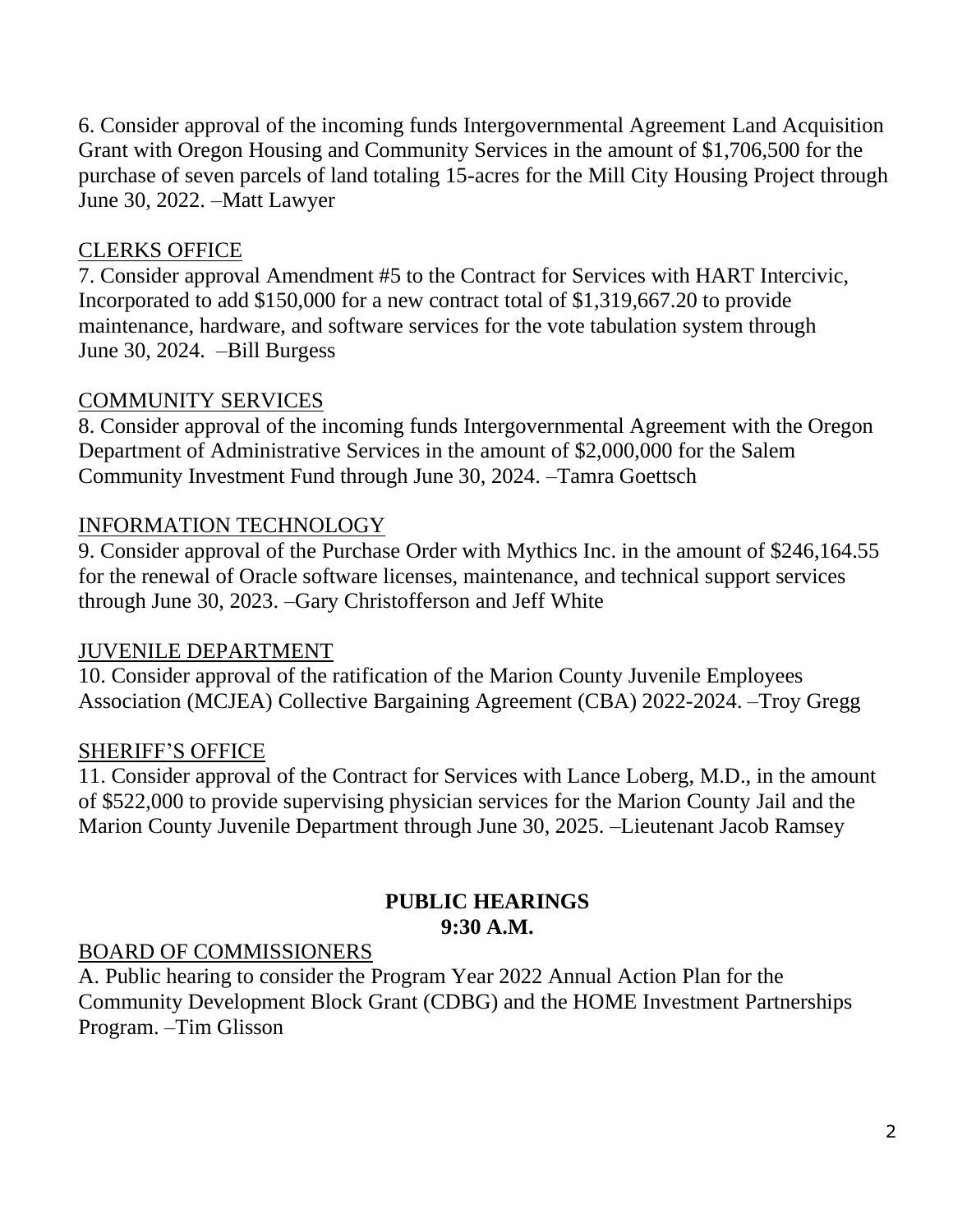6. Consider approval of the incoming funds Intergovernmental Agreement Land Acquisition Grant with Oregon Housing and Community Services in the amount of $1,706,500 for the purchase of seven parcels of land totaling 15-acres for the Mill City Housing Project through June 30, 2022. –Matt Lawyer

CLERKS OFFICE

7. Consider approval Amendment #5 to the Contract for Services with HART Intercivic, Incorporated to add $150,000 for a new contract total of $1,319,667.20 to provide maintenance, hardware, and software services for the vote tabulation system through June 30, 2024. –Bill Burgess

COMMUNITY SERVICES

8. Consider approval of the incoming funds Intergovernmental Agreement with the Oregon Department of Administrative Services in the amount of $2,000,000 for the Salem Community Investment Fund through June 30, 2024. –Tamra Goettsch

INFORMATION TECHNOLOGY

9. Consider approval of the Purchase Order with Mythics Inc. in the amount of $246,164.55 for the renewal of Oracle software licenses, maintenance, and technical support services through June 30, 2023. –Gary Christofferson and Jeff White

JUVENILE DEPARTMENT

10. Consider approval of the ratification of the Marion County Juvenile Employees Association (MCJEA) Collective Bargaining Agreement (CBA) 2022-2024. –Troy Gregg

SHERIFF'S OFFICE

11. Consider approval of the Contract for Services with Lance Loberg, M.D., in the amount of $522,000 to provide supervising physician services for the Marion County Jail and the Marion County Juvenile Department through June 30, 2025. –Lieutenant Jacob Ramsey

**PUBLIC HEARINGS**
**9:30 A.M.**

BOARD OF COMMISSIONERS

A. Public hearing to consider the Program Year 2022 Annual Action Plan for the Community Development Block Grant (CDBG) and the HOME Investment Partnerships Program. –Tim Glisson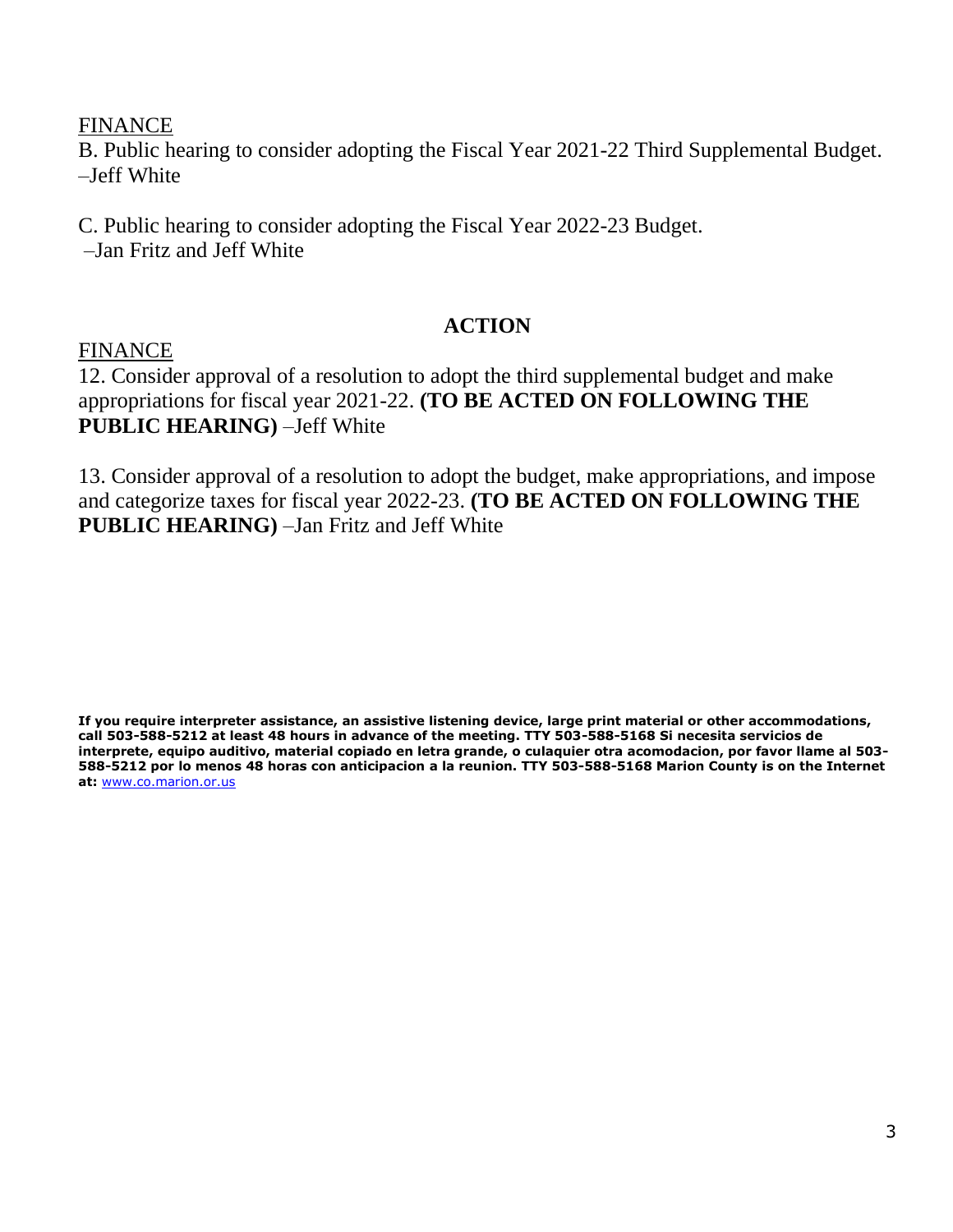<u>FINANCE</u>

B. Public hearing to consider adopting the Fiscal Year 2021-22 Third Supplemental Budget. –Jeff White

C. Public hearing to consider adopting the Fiscal Year 2022-23 Budget. –Jan Fritz and Jeff White

## ACTION

<u>FINANCE</u>

12. Consider approval of a resolution to adopt the third supplemental budget and make appropriations for fiscal year 2021-22. **(TO BE ACTED ON FOLLOWING THE PUBLIC HEARING)** –Jeff White

13. Consider approval of a resolution to adopt the budget, make appropriations, and impose and categorize taxes for fiscal year 2022-23. **(TO BE ACTED ON FOLLOWING THE PUBLIC HEARING)** –Jan Fritz and Jeff White

**If you require interpreter assistance, an assistive listening device, large print material or other accommodations, call 503-588-5212 at least 48 hours in advance of the meeting. TTY 503-588-5168 Si necesita servicios de interprete, equipo auditivo, material copiado en letra grande, o culaquier otra acomodacion, por favor llame al 503-588-5212 por lo menos 48 horas con anticipacion a la reunion. TTY 503-588-5168 Marion County is on the Internet at:** www.co.marion.or.us